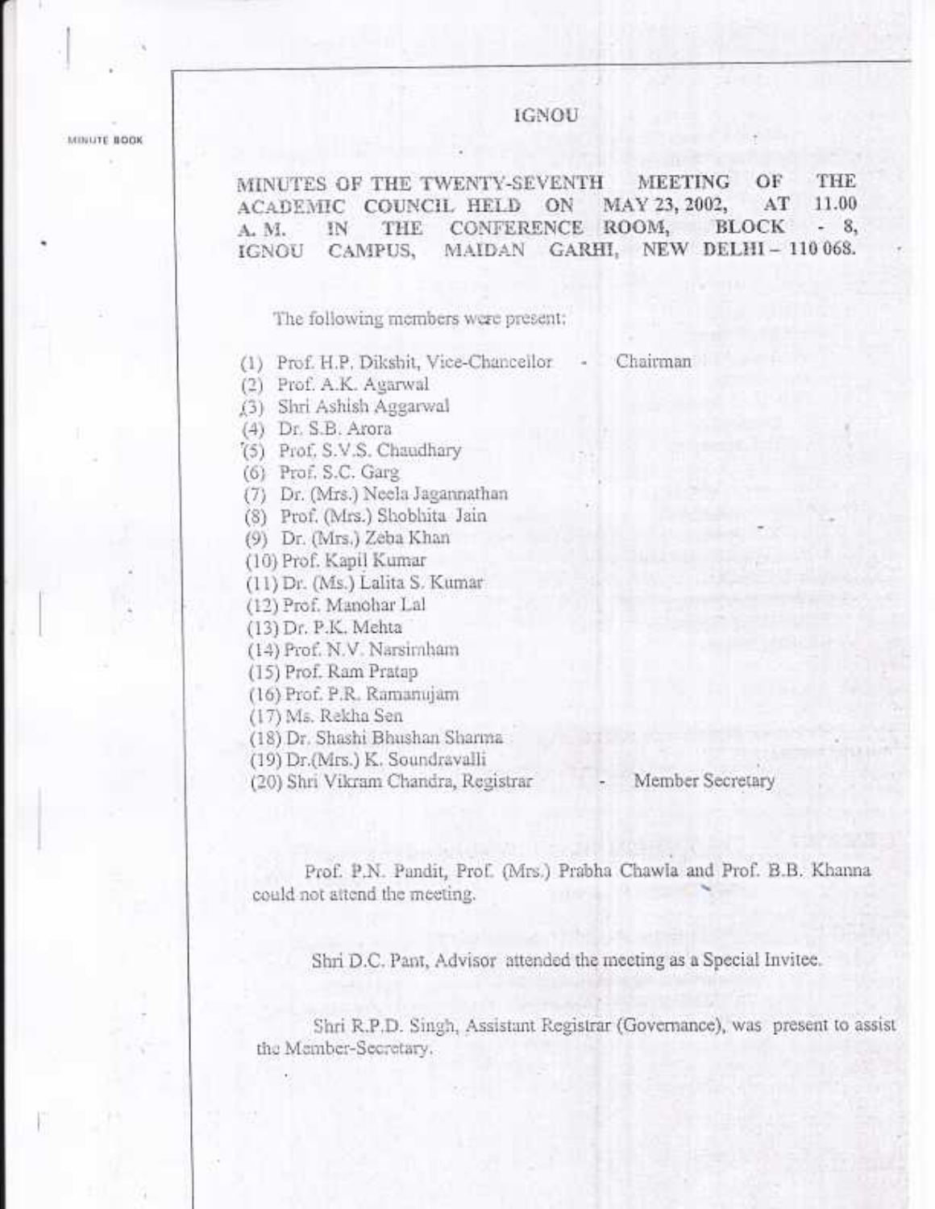# IGNOU

## MINUTES OF THE TWENTY-SEVENTH MEETING OF THE ACADEMIC COUNCIL HELD ON MAY 23, 2002, AT 11.00 A. M. IN THE CONFERENCE ROOM, BLOCK - 8, IGNOU CAMPUS, MAIDAN GARHI, NEW DELHI – 110 068.

The following members were present:

(1) Prof. H.P. Dikshit, Vice-Chancellor - Chairman
(2) Prof. A.K. Agarwal
(3) Shri Ashish Aggarwal
(4) Dr. S.B. Arora
(5) Prof. S.V.S. Chaudhary
(6) Prof. S.C. Garg
(7) Dr. (Mrs.) Neela Jagannathan
(8) Prof. (Mrs.) Shobhita Jain
(9) Dr. (Mrs.) Zeba Khan
(10) Prof. Kapil Kumar
(11) Dr. (Ms.) Lalita S. Kumar
(12) Prof. Manohar Lal
(13) Dr. P.K. Mehta
(14) Prof. N.V. Narsimham
(15) Prof. Ram Pratap
(16) Prof. P.R. Ramanujam
(17) Ms. Rekha Sen
(18) Dr. Shashi Bhushan Sharma
(19) Dr.(Mrs.) K. Soundravalli
(20) Shri Vikram Chandra, Registrar - Member Secretary

Prof. P.N. Pandit, Prof. (Mrs.) Prabha Chawla and Prof. B.B. Khanna could not attend the meeting.

Shri D.C. Pant, Advisor attended the meeting as a Special Invitee.

Shri R.P.D. Singh, Assistant Registrar (Governance), was present to assist the Member-Secretary.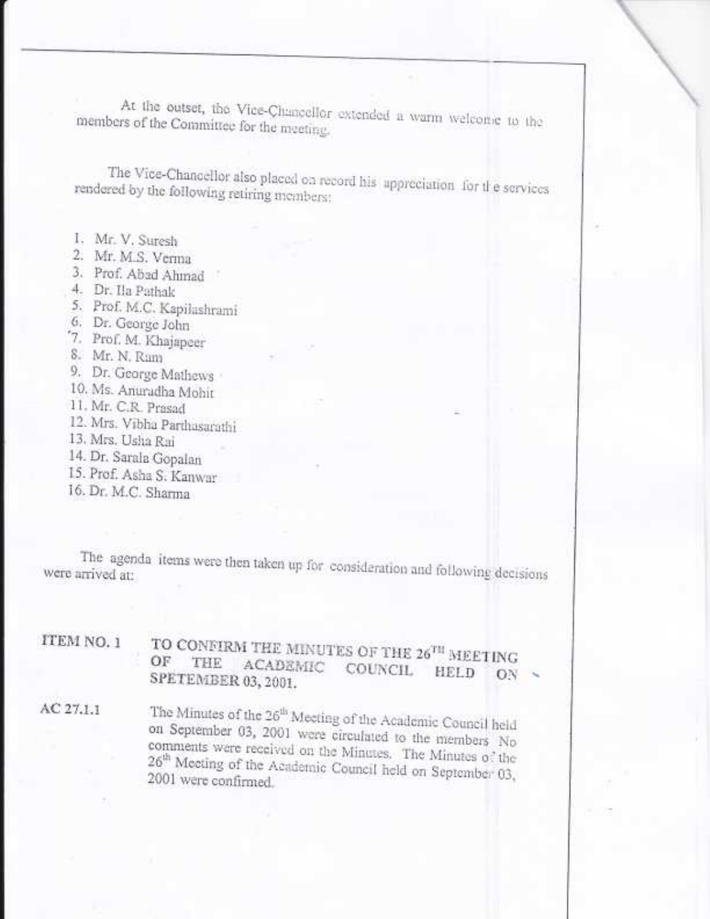At the outset, the Vice-Chancellor extended a warm welcome to the members of the Committee for the meeting.

The Vice-Chancellor also placed on record his appreciation for the services rendered by the following retiring members:

1. Mr. V. Suresh
2. Mr. M.S. Verma
3. Prof. Abad Ahmad
4. Dr. Ila Pathak
5. Prof. M.C. Kapilashrami
6. Dr. George John
7. Prof. M. Khajapeer
8. Mr. N. Ram
9. Dr. George Mathews
10. Ms. Anuradha Mohit
11. Mr. C.R. Prasad
12. Mrs. Vibha Parthasarathi
13. Mrs. Usha Rai
14. Dr. Sarala Gopalan
15. Prof. Asha S. Kanwar
16. Dr. M.C. Sharma

The agenda items were then taken up for consideration and following decisions were arrived at:

**ITEM NO. 1** **TO CONFIRM THE MINUTES OF THE 26TH MEETING OF THE ACADEMIC COUNCIL HELD ON SPETEMBER 03, 2001.**

AC 27.1.1 The Minutes of the 26th Meeting of the Academic Council held on September 03, 2001 were circulated to the members. No comments were received on the Minutes. The Minutes of the 26th Meeting of the Academic Council held on September 03, 2001 were confirmed.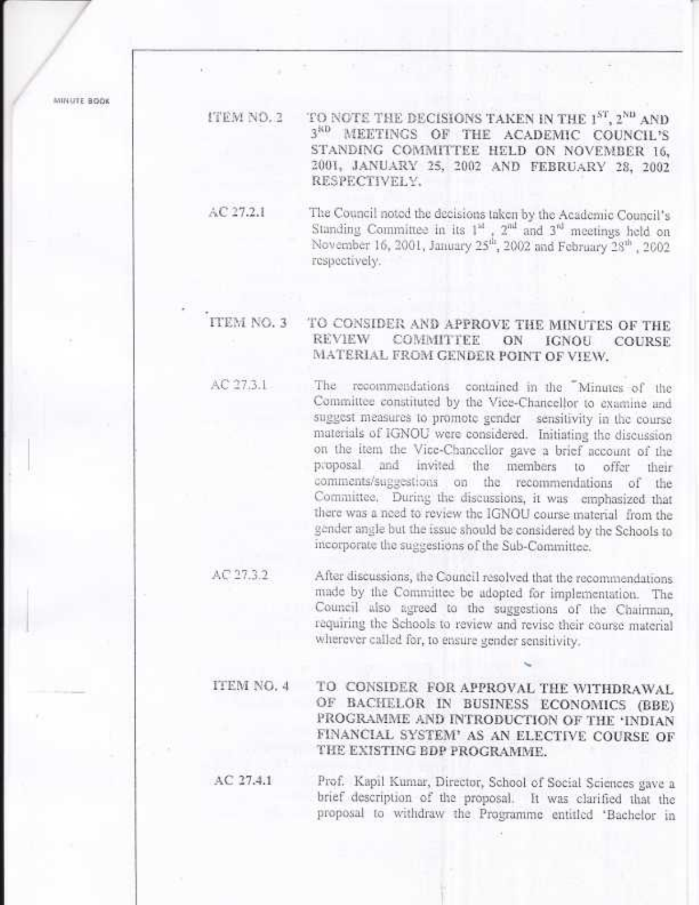**ITEM NO. 2** TO NOTE THE DECISIONS TAKEN IN THE 1ST, 2ND AND 3RD MEETINGS OF THE ACADEMIC COUNCIL'S STANDING COMMITTEE HELD ON NOVEMBER 16, 2001, JANUARY 25, 2002 AND FEBRUARY 28, 2002 RESPECTIVELY.

**AC 27.2.1** The Council noted the decisions taken by the Academic Council's Standing Committee in its 1st, 2nd and 3rd meetings held on November 16, 2001, January 25th, 2002 and February 28th, 2002 respectively.

**ITEM NO. 3** TO CONSIDER AND APPROVE THE MINUTES OF THE REVIEW COMMITTEE ON IGNOU COURSE MATERIAL FROM GENDER POINT OF VIEW.

**AC 27.3.1** The recommendations contained in the "Minutes of the Committee constituted by the Vice-Chancellor to examine and suggest measures to promote gender sensitivity in the course materials of IGNOU were considered. Initiating the discussion on the item the Vice-Chancellor gave a brief account of the proposal and invited the members to offer their comments/suggestions on the recommendations of the Committee. During the discussions, it was emphasized that there was a need to review the IGNOU course material from the gender angle but the issue should be considered by the Schools to incorporate the suggestions of the Sub-Committee.

**AC 27.3.2** After discussions, the Council resolved that the recommendations made by the Committee be adopted for implementation. The Council also agreed to the suggestions of the Chairman, requiring the Schools to review and revise their course material wherever called for, to ensure gender sensitivity.

**ITEM NO. 4** TO CONSIDER FOR APPROVAL THE WITHDRAWAL OF BACHELOR IN BUSINESS ECONOMICS (BBE) PROGRAMME AND INTRODUCTION OF THE 'INDIAN FINANCIAL SYSTEM' AS AN ELECTIVE COURSE OF THE EXISTING BDP PROGRAMME.

**AC 27.4.1** Prof. Kapil Kumar, Director, School of Social Sciences gave a brief description of the proposal. It was clarified that the proposal to withdraw the Programme entitled 'Bachelor in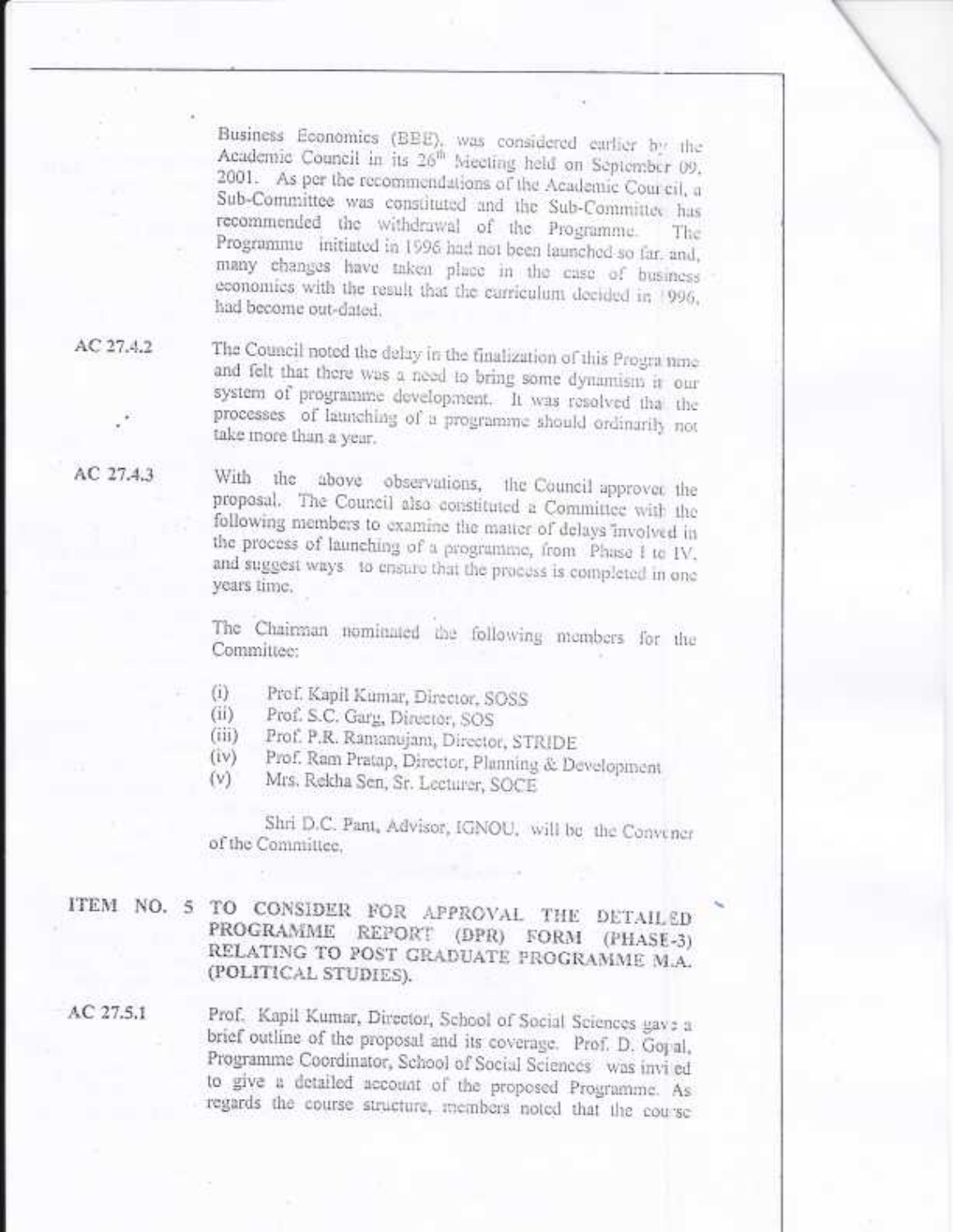Business Economics (BBE), was considered earlier by the Academic Council in its 26[th] Meeting held on September 09, 2001. As per the recommendations of the Academic Council, a Sub-Committee was constituted and the Sub-Committee has recommended the withdrawal of the Programme. The Programme initiated in 1996 had not been launched so far, and, many changes have taken place in the case of business economics with the result that the curriculum decided in 1996, had become out-dated.

AC 27.4.2 The Council noted the delay in the finalization of this Programme and felt that there was a need to bring some dynamism in our system of programme development. It was resolved that the processes of launching of a programme should ordinarily not take more than a year.

AC 27.4.3 With the above observations, the Council approved the proposal. The Council also constituted a Committee with the following members to examine the matter of delays involved in the process of launching of a programme, from Phase I to IV, and suggest ways to ensure that the process is completed in one years time.

The Chairman nominated the following members for the Committee:

- (i) Prof. Kapil Kumar, Director, SOSS
- (ii) Prof. S.C. Garg, Director, SOS
- (iii) Prof. P.R. Ramanujam, Director, STRIDE
- (iv) Prof. Ram Pratap, Director, Planning & Development
- (v) Mrs. Rekha Sen, Sr. Lecturer, SOCE

Shri D.C. Pant, Advisor, IGNOU, will be the Convener of the Committee.

## ITEM NO. 5 TO CONSIDER FOR APPROVAL THE DETAILED PROGRAMME REPORT (DPR) FORM (PHASE-3) RELATING TO POST GRADUATE PROGRAMME M.A. (POLITICAL STUDIES).

AC 27.5.1 Prof. Kapil Kumar, Director, School of Social Sciences gave a brief outline of the proposal and its coverage. Prof. D. Gopal, Programme Coordinator, School of Social Sciences was invited to give a detailed account of the proposed Programme. As regards the course structure, members noted that the course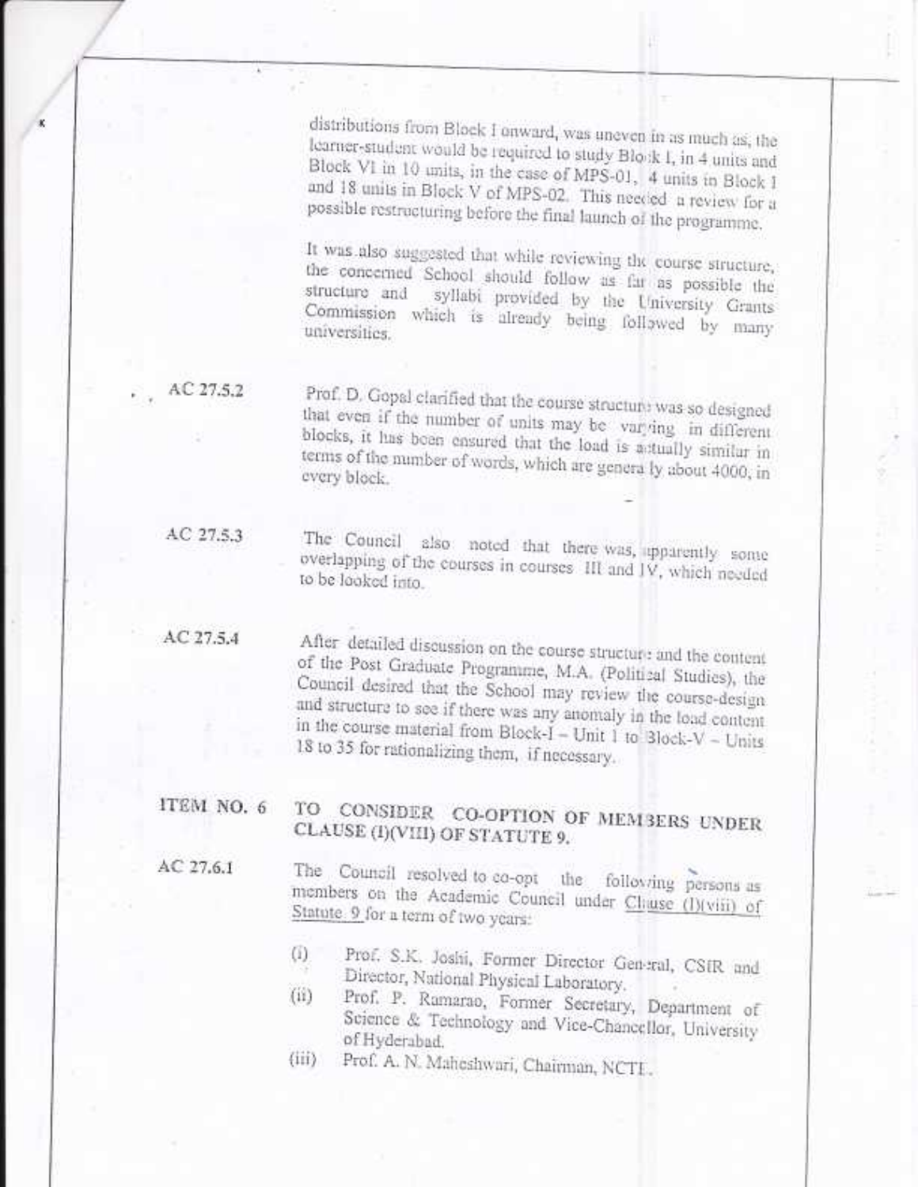distributions from Block I onward, was uneven in as much as, the learner-student would be required to study Block I, in 4 units and Block VI in 10 units, in the case of MPS-01, 4 units in Block I and 18 units in Block V of MPS-02. This needed a review for a possible restructuring before the final launch of the programme.

It was also suggested that while reviewing the course structure, the concerned School should follow as far as possible the structure and syllabi provided by the University Grants Commission which is already being followed by many universities.

**AC 27.5.2** Prof. D. Gopal clarified that the course structure was so designed that even if the number of units may be varying in different blocks, it has been ensured that the load is actually similar in terms of the number of words, which are generally about 4000, in every block.

**AC 27.5.3** The Council also noted that there was, apparently some overlapping of the courses in courses III and IV, which needed to be looked into.

**AC 27.5.4** After detailed discussion on the course structure and the content of the Post Graduate Programme, M.A. (Political Studies), the Council desired that the School may review the course-design and structure to see if there was any anomaly in the load content in the course material from Block-I – Unit 1 to Block-V – Units 18 to 35 for rationalizing them, if necessary.

## ITEM NO. 6 TO CONSIDER CO-OPTION OF MEMBERS UNDER CLAUSE (I)(VIII) OF STATUTE 9.

**AC 27.6.1** The Council resolved to co-opt the following persons as members on the Academic Council under Clause (I)(viii) of Statute 9 for a term of two years:

(i) Prof. S.K. Joshi, Former Director General, CSIR and Director, National Physical Laboratory.

(ii) Prof. P. Ramarao, Former Secretary, Department of Science & Technology and Vice-Chancellor, University of Hyderabad.

(iii) Prof. A. N. Maheshwari, Chairman, NCTE.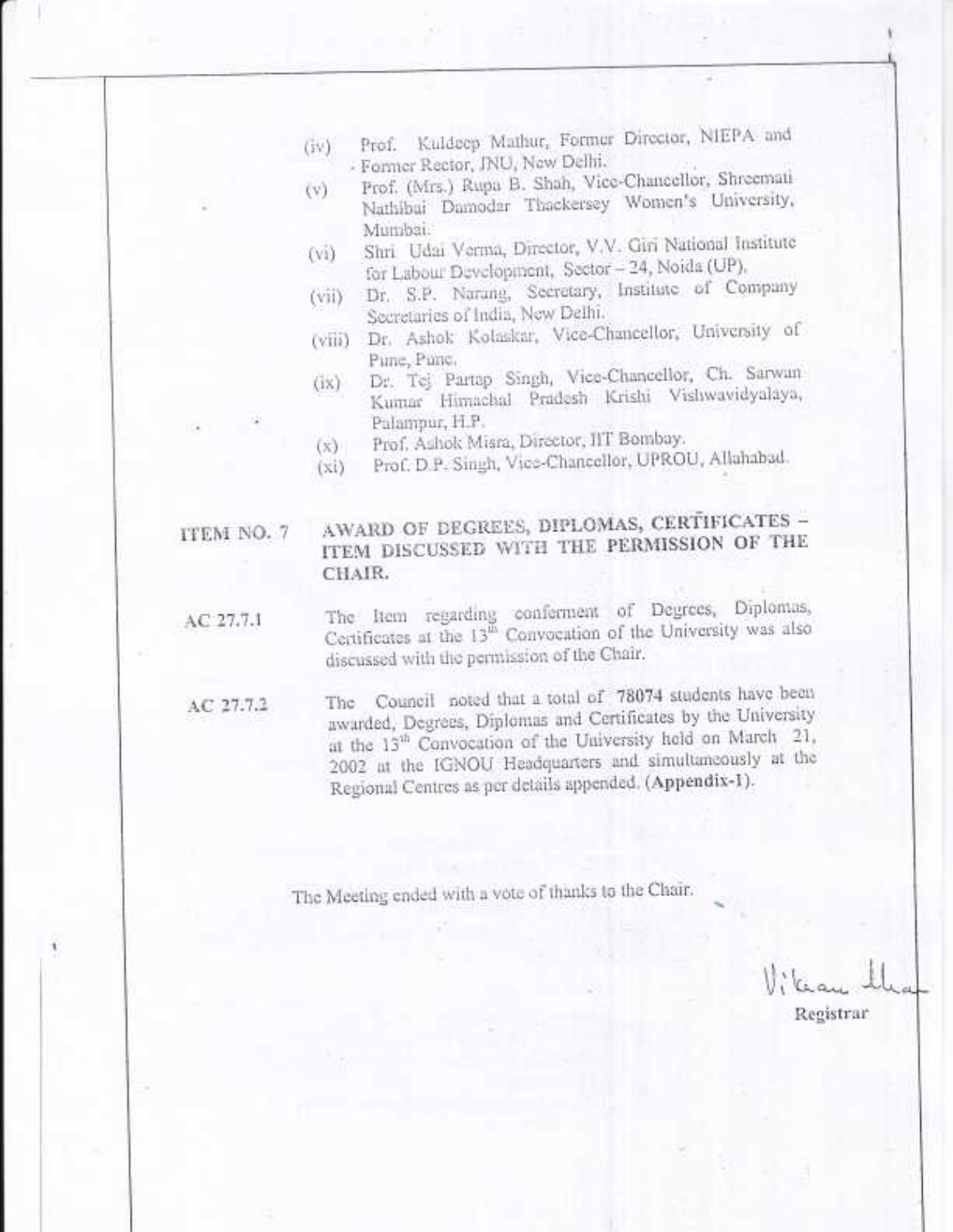(iv) Prof. Kuldeep Mathur, Former Director, NIEPA and Former Rector, JNU, New Delhi.

(v) Prof. (Mrs.) Rupa B. Shah, Vice-Chancellor, Shreemati Nathibai Damodar Thackersey Women's University, Mumbai.

(vi) Shri Udai Verma, Director, V.V. Giri National Institute for Labour Development, Sector – 24, Noida (UP).

(vii) Dr. S.P. Narang, Secretary, Institute of Company Secretaries of India, New Delhi.

(viii) Dr. Ashok Kolaskar, Vice-Chancellor, University of Pune, Pune.

(ix) Dr. Tej Partap Singh, Vice-Chancellor, Ch. Sarwan Kumar Himachal Pradesh Krishi Vishwavidyalaya, Palampur, H.P.

(x) Prof. Ashok Misra, Director, IIT Bombay.

(xi) Prof. D.P. Singh, Vice-Chancellor, UPROU, Allahabad.

**ITEM NO. 7 AWARD OF DEGREES, DIPLOMAS, CERTIFICATES – ITEM DISCUSSED WITH THE PERMISSION OF THE CHAIR.**

AC 27.7.1 The Item regarding conferment of Degrees, Diplomas, Certificates at the 13th Convocation of the University was also discussed with the permission of the Chair.

AC 27.7.2 The Council noted that a total of **78074** students have been awarded, Degrees, Diplomas and Certificates by the University at the 13th Convocation of the University held on March 21, 2002 at the IGNOU Headquarters and simultaneously at the Regional Centres as per details appended. **(Appendix-I)**.

The Meeting ended with a vote of thanks to the Chair.

Vikram Jha

Registrar